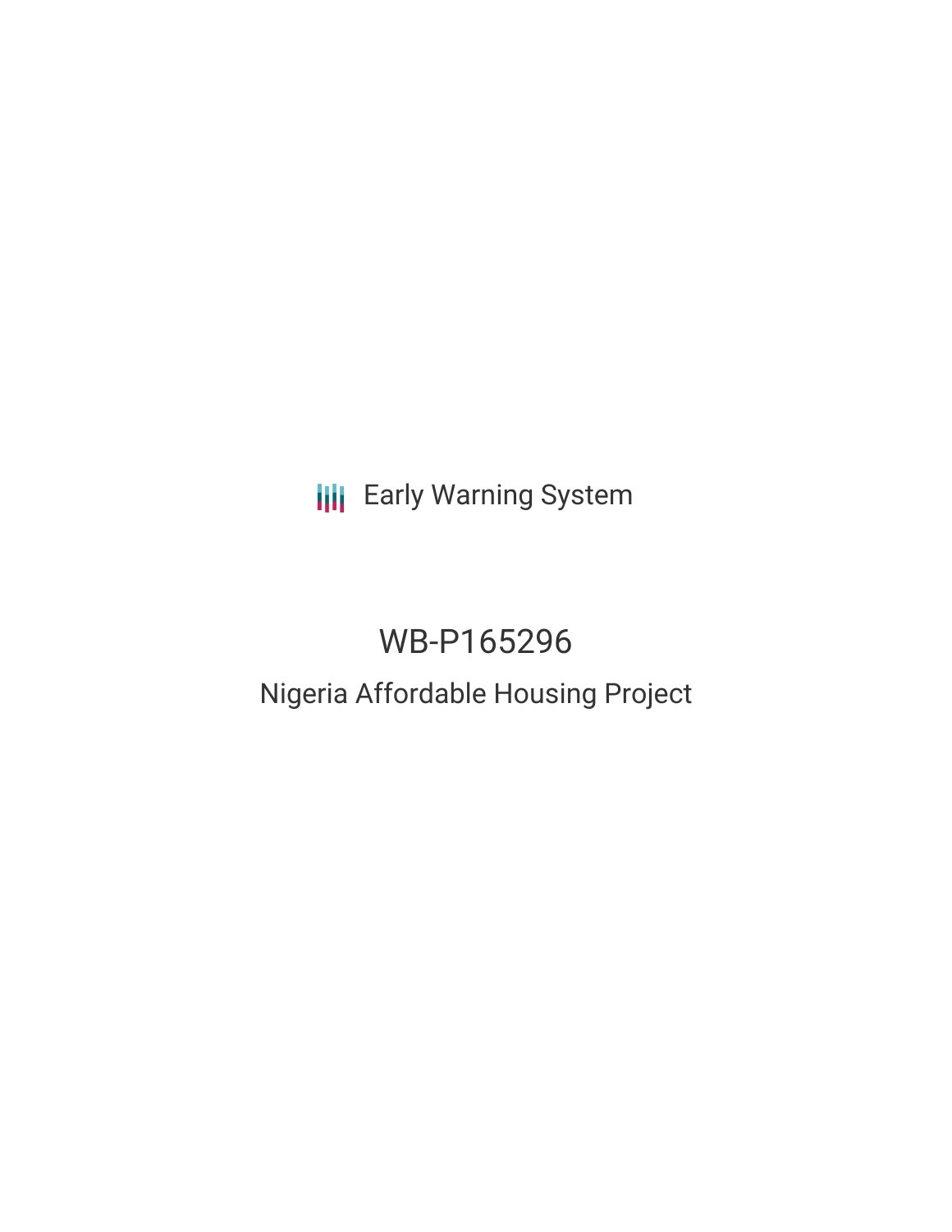Early Warning System

# WB-P165296

## Nigeria Affordable Housing Project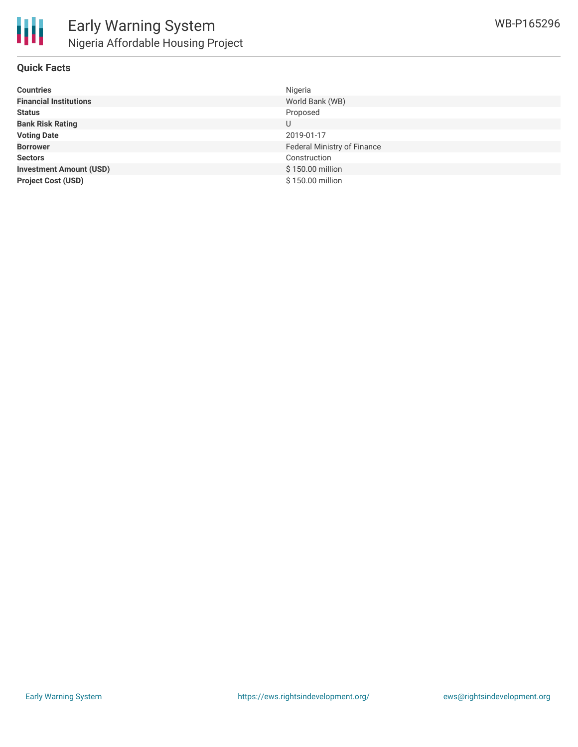# Early Warning System

## Nigeria Affordable Housing Project

WB-P165296

### Quick Facts

| | |
|---|---|
| **Countries** | Nigeria |
| **Financial Institutions** | World Bank (WB) |
| **Status** | Proposed |
| **Bank Risk Rating** | U |
| **Voting Date** | 2019-01-17 |
| **Borrower** | Federal Ministry of Finance |
| **Sectors** | Construction |
| **Investment Amount (USD)** | $ 150.00 million |
| **Project Cost (USD)** | $ 150.00 million |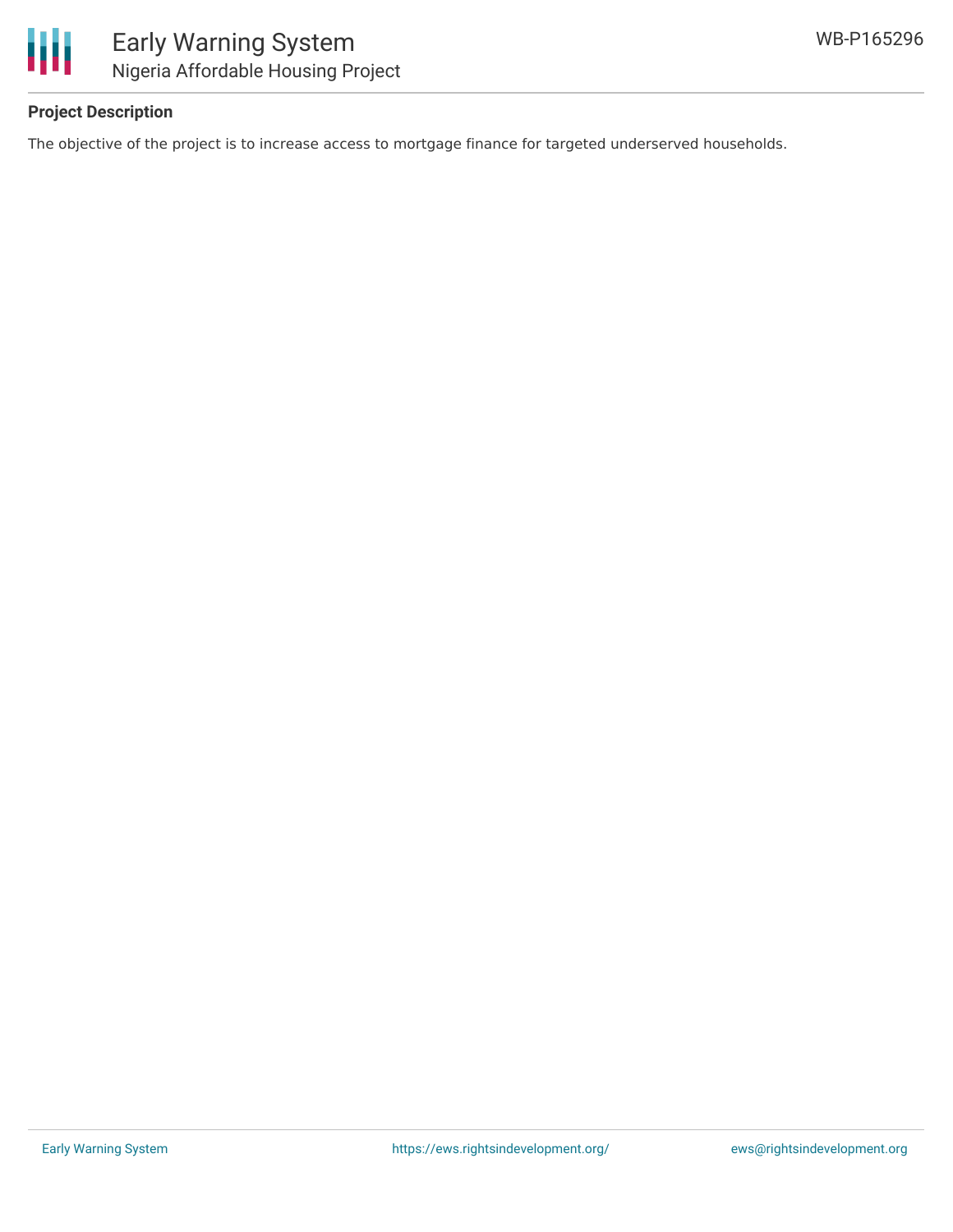## Project Description

The objective of the project is to increase access to mortgage finance for targeted underserved households.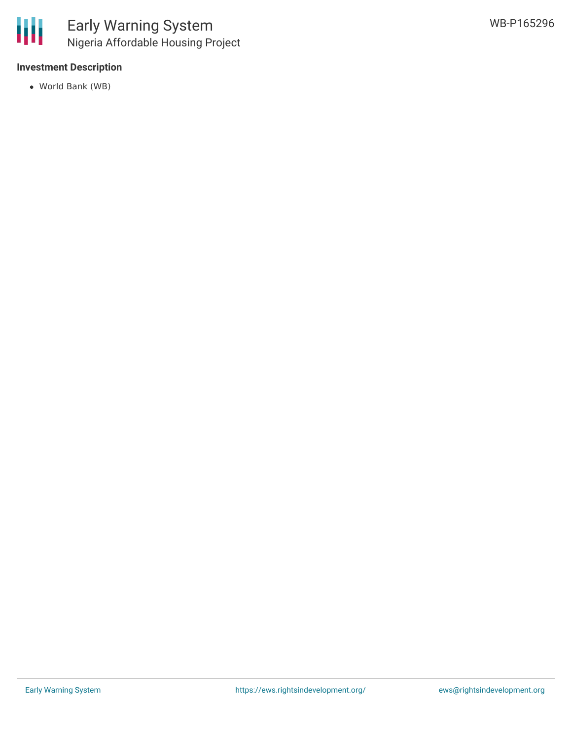### Investment Description

- World Bank (WB)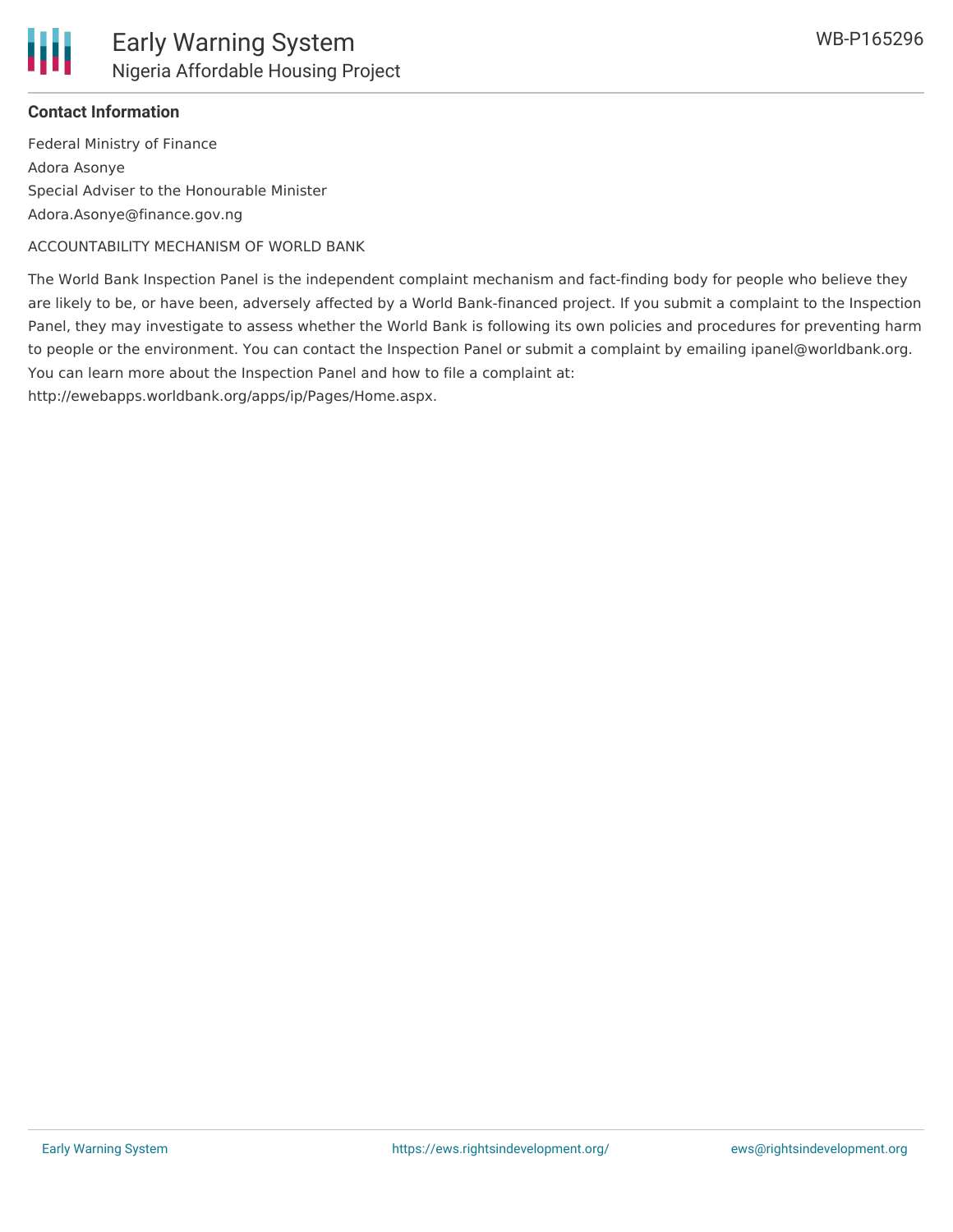**Contact Information**

Federal Ministry of Finance

Adora Asonye

Special Adviser to the Honourable Minister

Adora.Asonye@finance.gov.ng

ACCOUNTABILITY MECHANISM OF WORLD BANK

The World Bank Inspection Panel is the independent complaint mechanism and fact-finding body for people who believe they are likely to be, or have been, adversely affected by a World Bank-financed project. If you submit a complaint to the Inspection Panel, they may investigate to assess whether the World Bank is following its own policies and procedures for preventing harm to people or the environment. You can contact the Inspection Panel or submit a complaint by emailing ipanel@worldbank.org. You can learn more about the Inspection Panel and how to file a complaint at: http://ewebapps.worldbank.org/apps/ip/Pages/Home.aspx.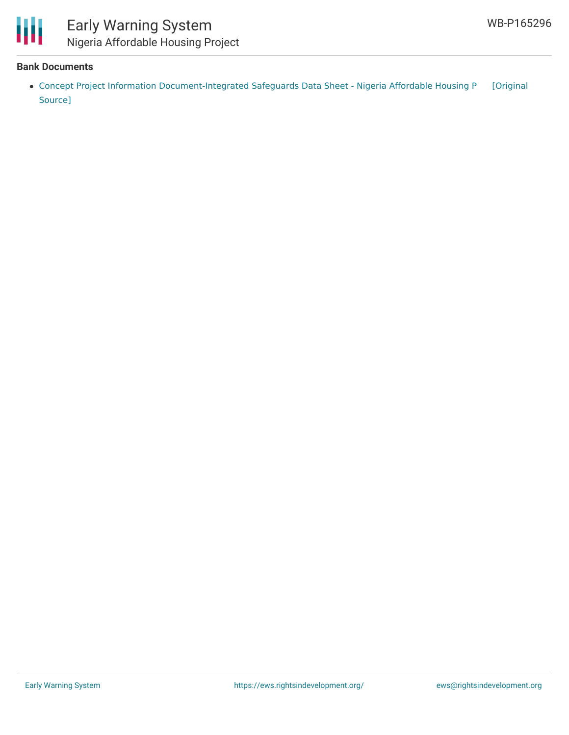**Bank Documents**

- Concept Project Information Document-Integrated Safeguards Data Sheet - Nigeria Affordable Housing P [Original Source]